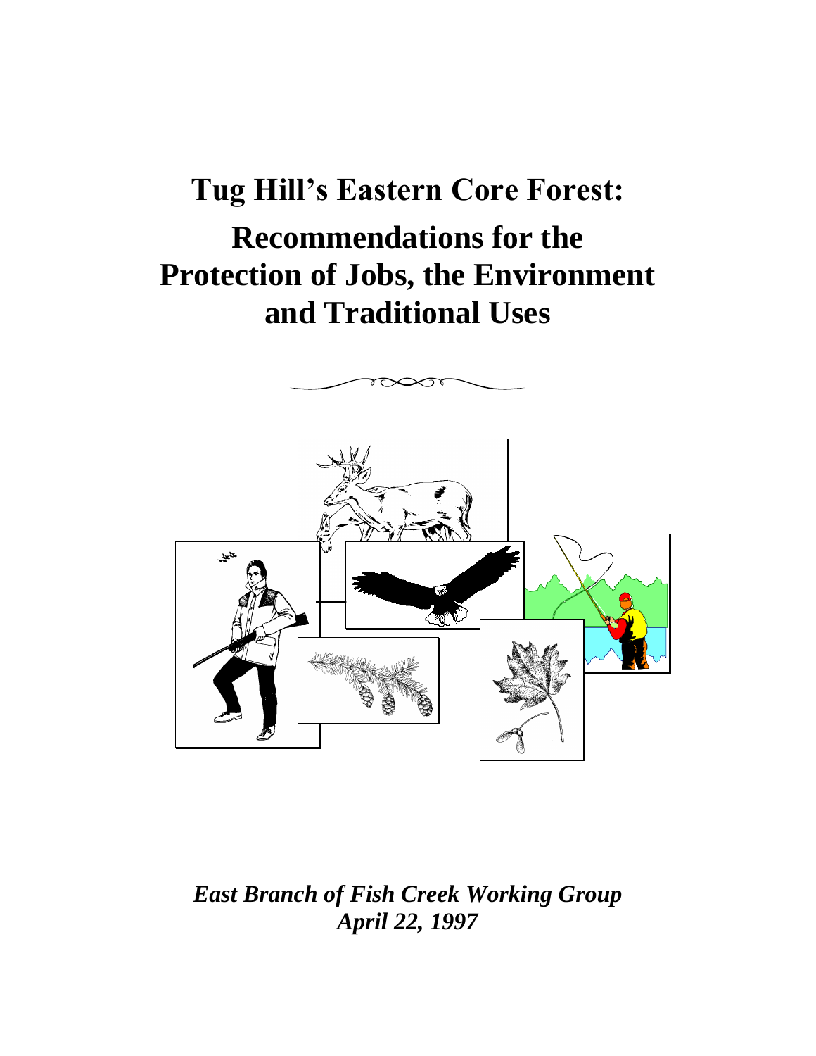# Tug Hill's Eastern Core Forest:

## Recommendations for the Protection of Jobs, the Environment and Traditional Uses

***East Branch of Fish Creek Working Group***
***April 22, 1997***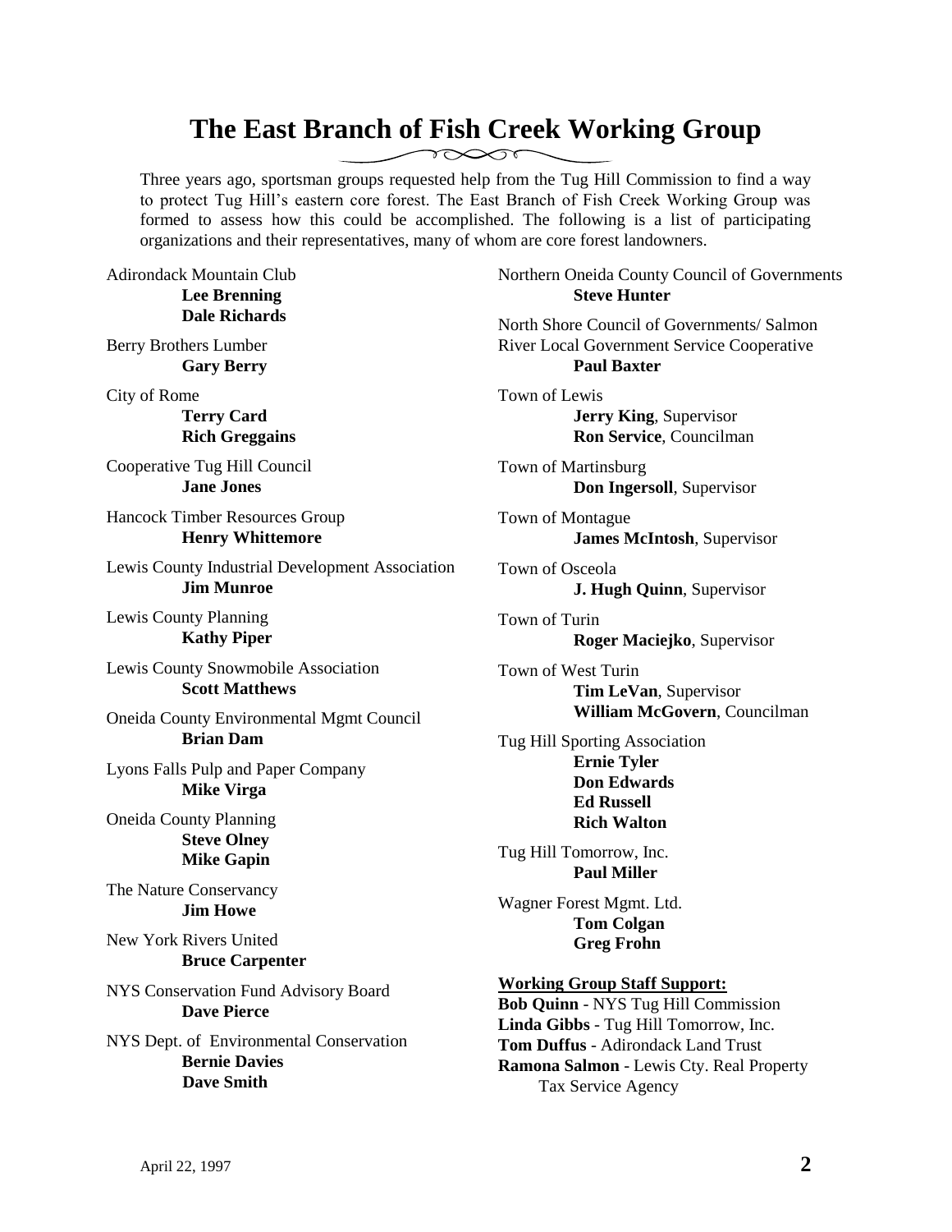# The East Branch of Fish Creek Working Group

Three years ago, sportsman groups requested help from the Tug Hill Commission to find a way to protect Tug Hill's eastern core forest. The East Branch of Fish Creek Working Group was formed to assess how this could be accomplished. The following is a list of participating organizations and their representatives, many of whom are core forest landowners.

Adirondack Mountain Club
**Lee Brenning**
**Dale Richards**

Berry Brothers Lumber
**Gary Berry**

City of Rome
**Terry Card**
**Rich Greggains**

Cooperative Tug Hill Council
**Jane Jones**

Hancock Timber Resources Group
**Henry Whittemore**

Lewis County Industrial Development Association
**Jim Munroe**

Lewis County Planning
**Kathy Piper**

Lewis County Snowmobile Association
**Scott Matthews**

Oneida County Environmental Mgmt Council
**Brian Dam**

Lyons Falls Pulp and Paper Company
**Mike Virga**

Oneida County Planning
**Steve Olney**
**Mike Gapin**

The Nature Conservancy
**Jim Howe**

New York Rivers United
**Bruce Carpenter**

NYS Conservation Fund Advisory Board
**Dave Pierce**

NYS Dept. of Environmental Conservation
**Bernie Davies**
**Dave Smith**

Northern Oneida County Council of Governments
**Steve Hunter**

North Shore Council of Governments/ Salmon River Local Government Service Cooperative
**Paul Baxter**

Town of Lewis
**Jerry King**, Supervisor
**Ron Service**, Councilman

Town of Martinsburg
**Don Ingersoll**, Supervisor

Town of Montague
**James McIntosh**, Supervisor

Town of Osceola
**J. Hugh Quinn**, Supervisor

Town of Turin
**Roger Maciejko**, Supervisor

Town of West Turin
**Tim LeVan**, Supervisor
**William McGovern**, Councilman

Tug Hill Sporting Association
**Ernie Tyler**
**Don Edwards**
**Ed Russell**
**Rich Walton**

Tug Hill Tomorrow, Inc.
**Paul Miller**

Wagner Forest Mgmt. Ltd.
**Tom Colgan**
**Greg Frohn**

**Working Group Staff Support:**

**Bob Quinn** - NYS Tug Hill Commission
**Linda Gibbs** - Tug Hill Tomorrow, Inc.
**Tom Duffus** - Adirondack Land Trust
**Ramona Salmon** - Lewis Cty. Real Property Tax Service Agency

April 22, 1997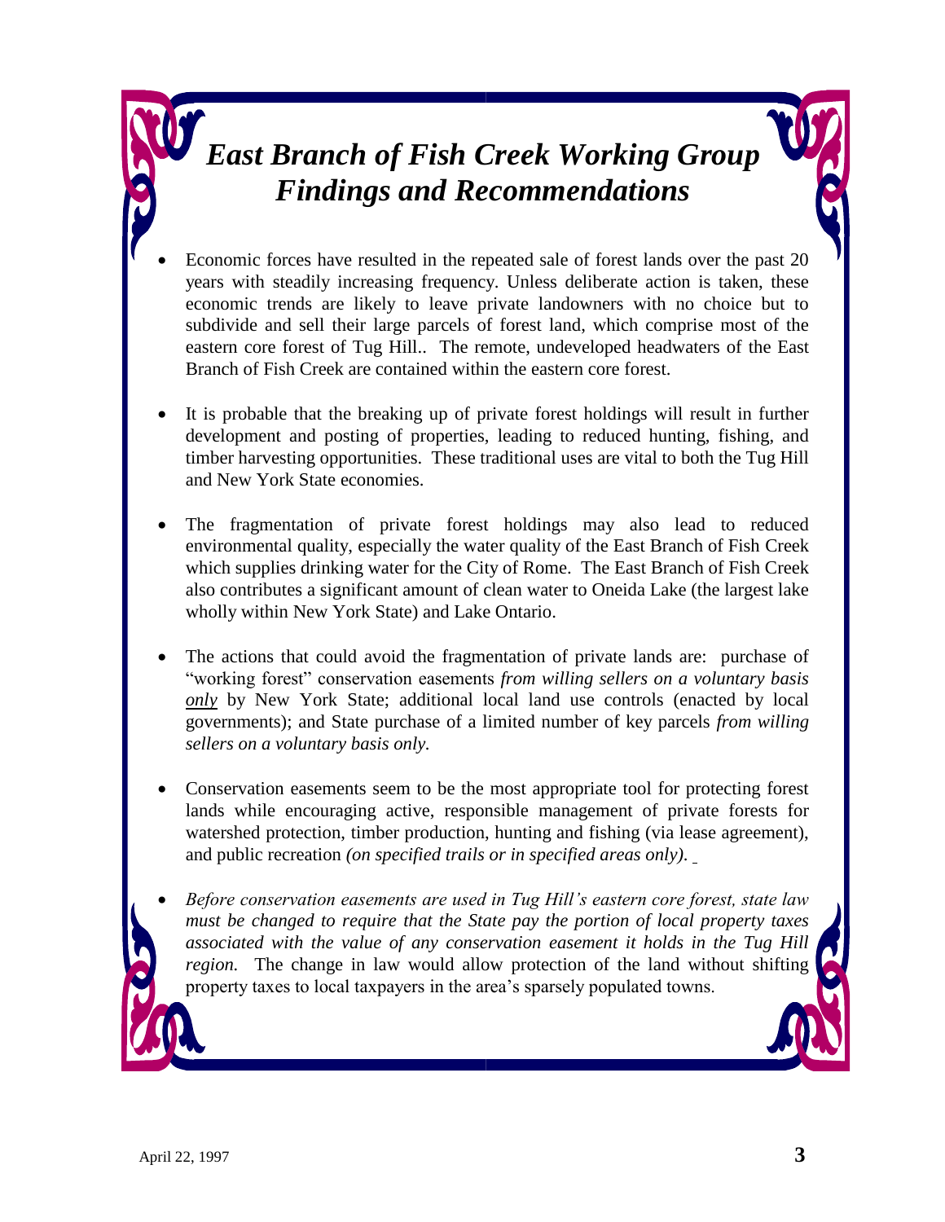# *East Branch of Fish Creek Working Group Findings and Recommendations*

- Economic forces have resulted in the repeated sale of forest lands over the past 20 years with steadily increasing frequency. Unless deliberate action is taken, these economic trends are likely to leave private landowners with no choice but to subdivide and sell their large parcels of forest land, which comprise most of the eastern core forest of Tug Hill.. The remote, undeveloped headwaters of the East Branch of Fish Creek are contained within the eastern core forest.

- It is probable that the breaking up of private forest holdings will result in further development and posting of properties, leading to reduced hunting, fishing, and timber harvesting opportunities. These traditional uses are vital to both the Tug Hill and New York State economies.

- The fragmentation of private forest holdings may also lead to reduced environmental quality, especially the water quality of the East Branch of Fish Creek which supplies drinking water for the City of Rome. The East Branch of Fish Creek also contributes a significant amount of clean water to Oneida Lake (the largest lake wholly within New York State) and Lake Ontario.

- The actions that could avoid the fragmentation of private lands are: purchase of "working forest" conservation easements *from willing sellers on a voluntary basis only* by New York State; additional local land use controls (enacted by local governments); and State purchase of a limited number of key parcels *from willing sellers on a voluntary basis only.*

- Conservation easements seem to be the most appropriate tool for protecting forest lands while encouraging active, responsible management of private forests for watershed protection, timber production, hunting and fishing (via lease agreement), and public recreation *(on specified trails or in specified areas only).*

- *Before conservation easements are used in Tug Hill's eastern core forest, state law must be changed to require that the State pay the portion of local property taxes associated with the value of any conservation easement it holds in the Tug Hill region.* The change in law would allow protection of the land without shifting property taxes to local taxpayers in the area's sparsely populated towns.

April 22, 1997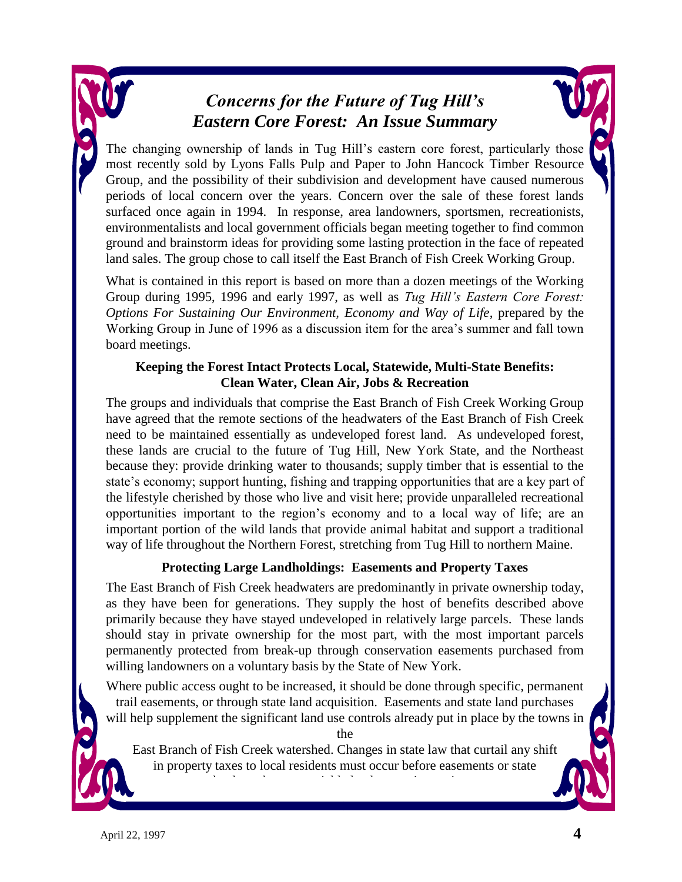# *Concerns for the Future of Tug Hill's Eastern Core Forest: An Issue Summary*

The changing ownership of lands in Tug Hill's eastern core forest, particularly those most recently sold by Lyons Falls Pulp and Paper to John Hancock Timber Resource Group, and the possibility of their subdivision and development have caused numerous periods of local concern over the years. Concern over the sale of these forest lands surfaced once again in 1994. In response, area landowners, sportsmen, recreationists, environmentalists and local government officials began meeting together to find common ground and brainstorm ideas for providing some lasting protection in the face of repeated land sales. The group chose to call itself the East Branch of Fish Creek Working Group.

What is contained in this report is based on more than a dozen meetings of the Working Group during 1995, 1996 and early 1997, as well as *Tug Hill's Eastern Core Forest: Options For Sustaining Our Environment, Economy and Way of Life*, prepared by the Working Group in June of 1996 as a discussion item for the area's summer and fall town board meetings.

### Keeping the Forest Intact Protects Local, Statewide, Multi-State Benefits: Clean Water, Clean Air, Jobs & Recreation

The groups and individuals that comprise the East Branch of Fish Creek Working Group have agreed that the remote sections of the headwaters of the East Branch of Fish Creek need to be maintained essentially as undeveloped forest land. As undeveloped forest, these lands are crucial to the future of Tug Hill, New York State, and the Northeast because they: provide drinking water to thousands; supply timber that is essential to the state's economy; support hunting, fishing and trapping opportunities that are a key part of the lifestyle cherished by those who live and visit here; provide unparalleled recreational opportunities important to the region's economy and to a local way of life; are an important portion of the wild lands that provide animal habitat and support a traditional way of life throughout the Northern Forest, stretching from Tug Hill to northern Maine.

### Protecting Large Landholdings: Easements and Property Taxes

The East Branch of Fish Creek headwaters are predominantly in private ownership today, as they have been for generations. They supply the host of benefits described above primarily because they have stayed undeveloped in relatively large parcels. These lands should stay in private ownership for the most part, with the most important parcels permanently protected from break-up through conservation easements purchased from willing landowners on a voluntary basis by the State of New York.

Where public access ought to be increased, it should be done through specific, permanent trail easements, or through state land acquisition. Easements and state land purchases will help supplement the significant land use controls already put in place by the towns in the East Branch of Fish Creek watershed. Changes in state law that curtail any shift in property taxes to local residents must occur before easements or state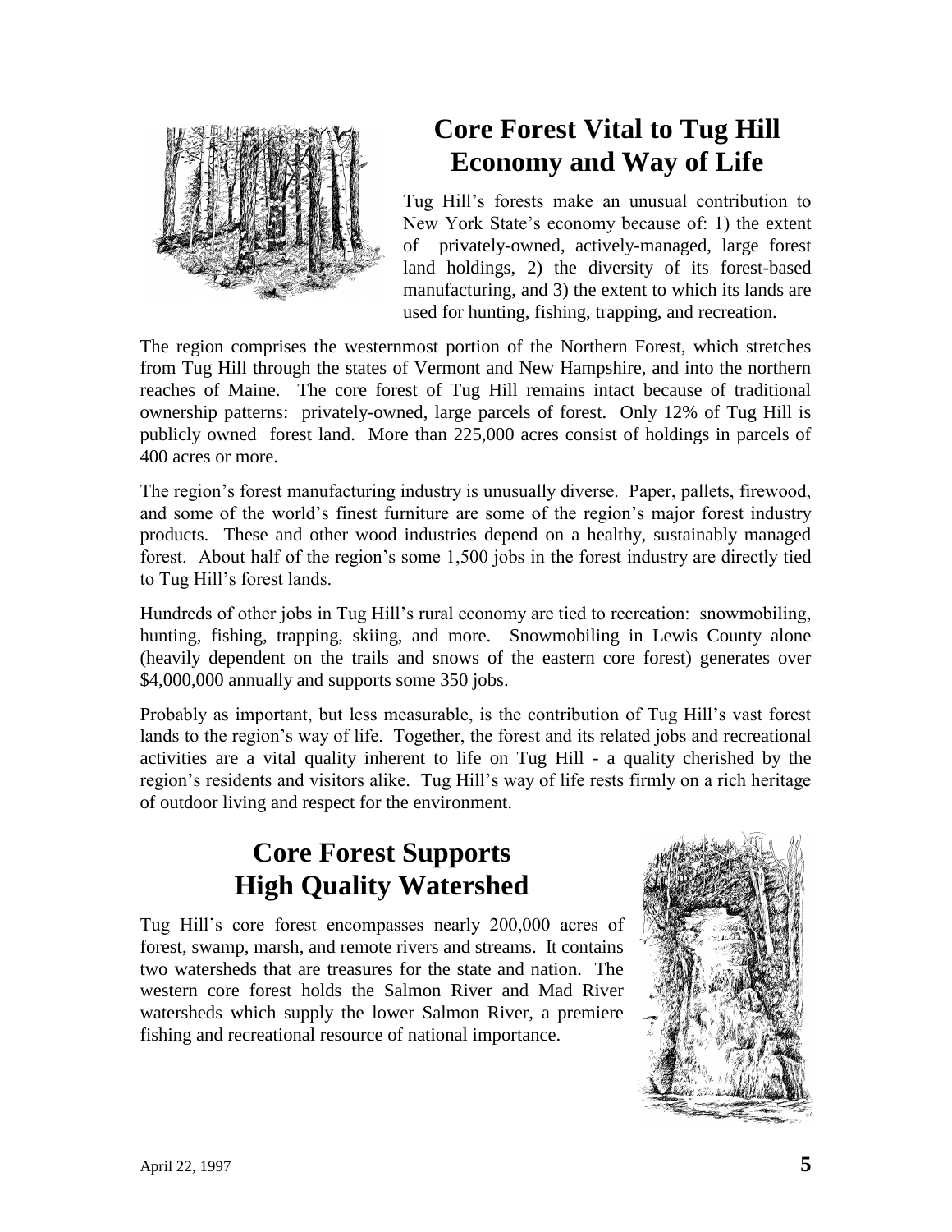## Core Forest Vital to Tug Hill Economy and Way of Life

Tug Hill's forests make an unusual contribution to New York State's economy because of: 1) the extent of privately-owned, actively-managed, large forest land holdings, 2) the diversity of its forest-based manufacturing, and 3) the extent to which its lands are used for hunting, fishing, trapping, and recreation.

The region comprises the westernmost portion of the Northern Forest, which stretches from Tug Hill through the states of Vermont and New Hampshire, and into the northern reaches of Maine. The core forest of Tug Hill remains intact because of traditional ownership patterns: privately-owned, large parcels of forest. Only 12% of Tug Hill is publicly owned forest land. More than 225,000 acres consist of holdings in parcels of 400 acres or more.

The region's forest manufacturing industry is unusually diverse. Paper, pallets, firewood, and some of the world's finest furniture are some of the region's major forest industry products. These and other wood industries depend on a healthy, sustainably managed forest. About half of the region's some 1,500 jobs in the forest industry are directly tied to Tug Hill's forest lands.

Hundreds of other jobs in Tug Hill's rural economy are tied to recreation: snowmobiling, hunting, fishing, trapping, skiing, and more. Snowmobiling in Lewis County alone (heavily dependent on the trails and snows of the eastern core forest) generates over $4,000,000 annually and supports some 350 jobs.

Probably as important, but less measurable, is the contribution of Tug Hill's vast forest lands to the region's way of life. Together, the forest and its related jobs and recreational activities are a vital quality inherent to life on Tug Hill - a quality cherished by the region's residents and visitors alike. Tug Hill's way of life rests firmly on a rich heritage of outdoor living and respect for the environment.

## Core Forest Supports High Quality Watershed

Tug Hill's core forest encompasses nearly 200,000 acres of forest, swamp, marsh, and remote rivers and streams. It contains two watersheds that are treasures for the state and nation. The western core forest holds the Salmon River and Mad River watersheds which supply the lower Salmon River, a premiere fishing and recreational resource of national importance.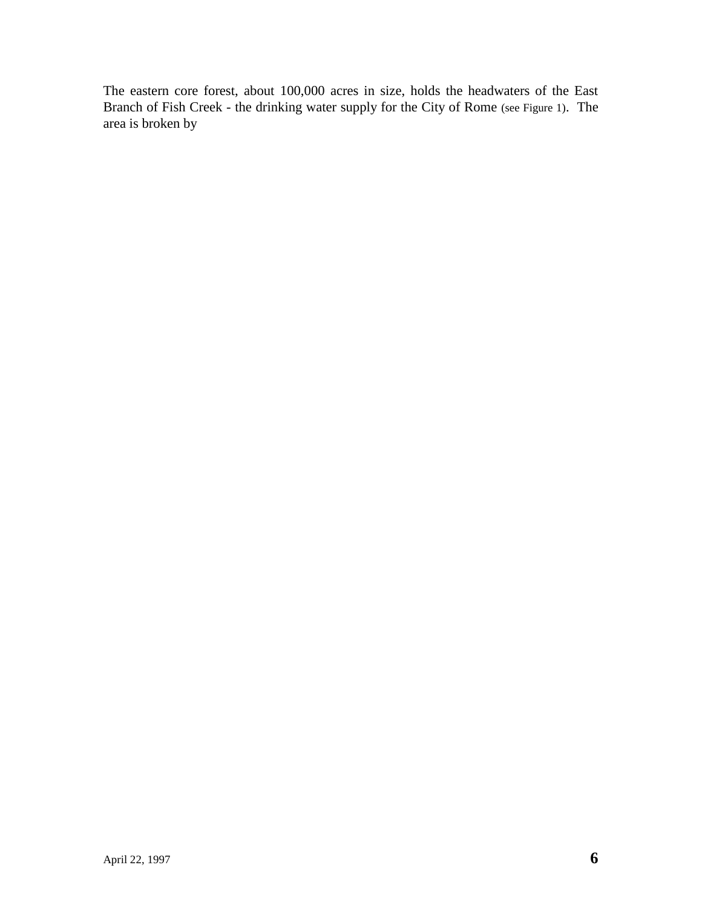The eastern core forest, about 100,000 acres in size, holds the headwaters of the East Branch of Fish Creek - the drinking water supply for the City of Rome (see Figure 1). The area is broken by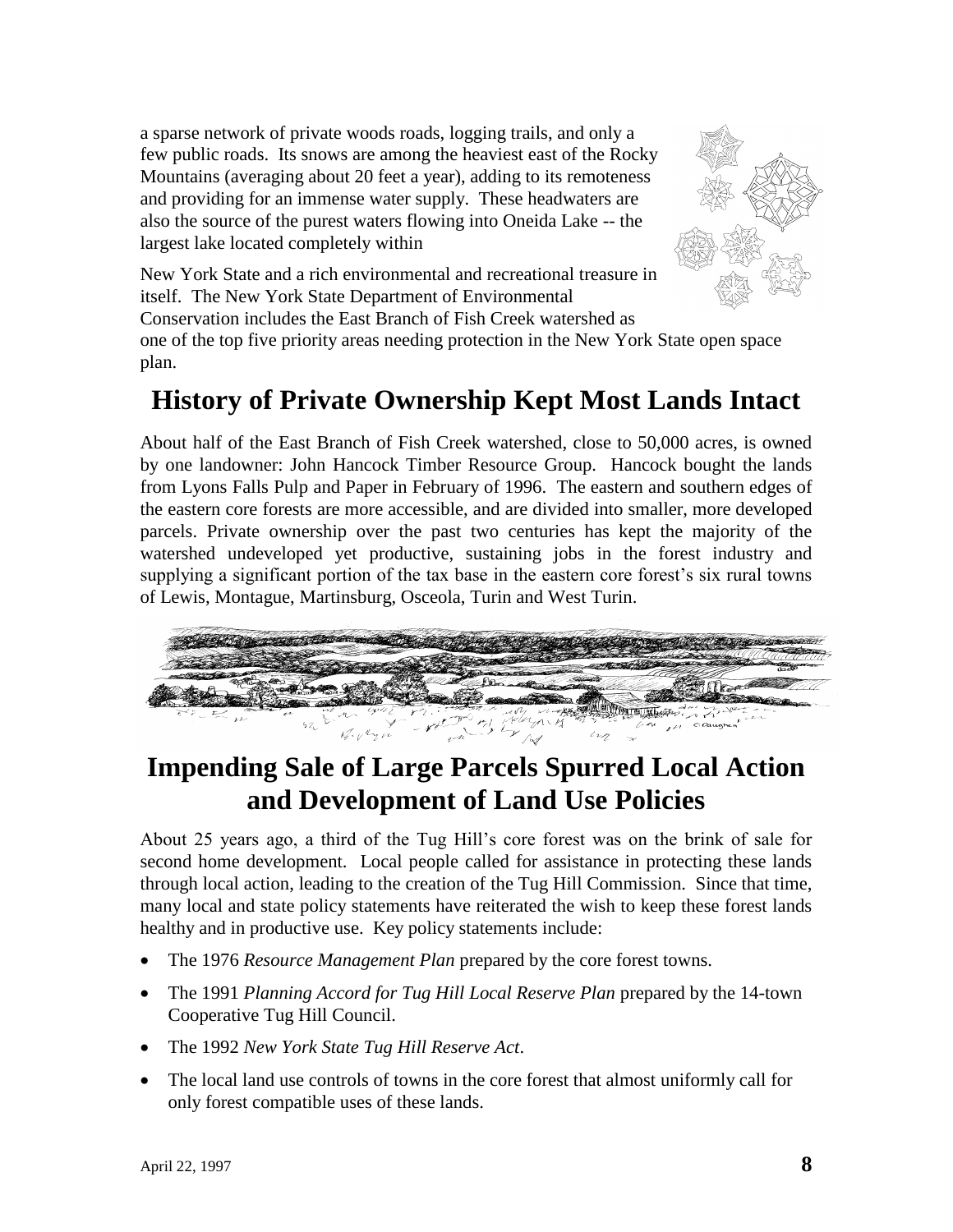a sparse network of private woods roads, logging trails, and only a few public roads. Its snows are among the heaviest east of the Rocky Mountains (averaging about 20 feet a year), adding to its remoteness and providing for an immense water supply. These headwaters are also the source of the purest waters flowing into Oneida Lake -- the largest lake located completely within New York State and a rich environmental and recreational treasure in itself. The New York State Department of Environmental Conservation includes the East Branch of Fish Creek watershed as one of the top five priority areas needing protection in the New York State open space plan.

## History of Private Ownership Kept Most Lands Intact

About half of the East Branch of Fish Creek watershed, close to 50,000 acres, is owned by one landowner: John Hancock Timber Resource Group. Hancock bought the lands from Lyons Falls Pulp and Paper in February of 1996. The eastern and southern edges of the eastern core forests are more accessible, and are divided into smaller, more developed parcels. Private ownership over the past two centuries has kept the majority of the watershed undeveloped yet productive, sustaining jobs in the forest industry and supplying a significant portion of the tax base in the eastern core forest's six rural towns of Lewis, Montague, Martinsburg, Osceola, Turin and West Turin.

## Impending Sale of Large Parcels Spurred Local Action and Development of Land Use Policies

About 25 years ago, a third of the Tug Hill's core forest was on the brink of sale for second home development. Local people called for assistance in protecting these lands through local action, leading to the creation of the Tug Hill Commission. Since that time, many local and state policy statements have reiterated the wish to keep these forest lands healthy and in productive use. Key policy statements include:

- The 1976 *Resource Management Plan* prepared by the core forest towns.
- The 1991 *Planning Accord for Tug Hill Local Reserve Plan* prepared by the 14-town Cooperative Tug Hill Council.
- The 1992 *New York State Tug Hill Reserve Act*.
- The local land use controls of towns in the core forest that almost uniformly call for only forest compatible uses of these lands.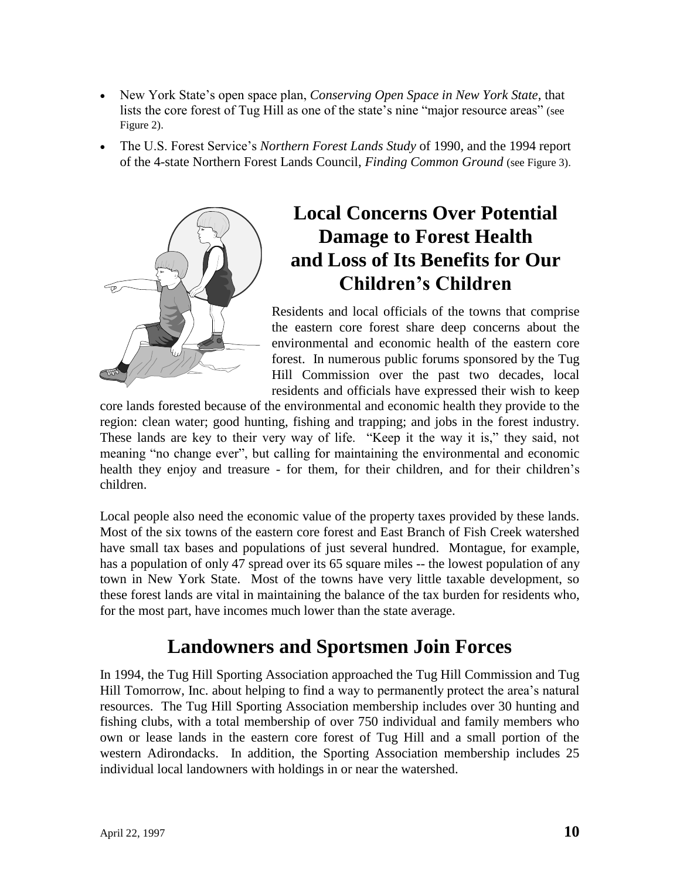- New York State's open space plan, *Conserving Open Space in New York State*, that lists the core forest of Tug Hill as one of the state's nine "major resource areas" (see Figure 2).
- The U.S. Forest Service's *Northern Forest Lands Study* of 1990, and the 1994 report of the 4-state Northern Forest Lands Council, *Finding Common Ground* (see Figure 3).

## Local Concerns Over Potential Damage to Forest Health and Loss of Its Benefits for Our Children's Children

Residents and local officials of the towns that comprise the eastern core forest share deep concerns about the environmental and economic health of the eastern core forest. In numerous public forums sponsored by the Tug Hill Commission over the past two decades, local residents and officials have expressed their wish to keep core lands forested because of the environmental and economic health they provide to the region: clean water; good hunting, fishing and trapping; and jobs in the forest industry. These lands are key to their very way of life. "Keep it the way it is," they said, not meaning "no change ever", but calling for maintaining the environmental and economic health they enjoy and treasure - for them, for their children, and for their children's children.

Local people also need the economic value of the property taxes provided by these lands. Most of the six towns of the eastern core forest and East Branch of Fish Creek watershed have small tax bases and populations of just several hundred. Montague, for example, has a population of only 47 spread over its 65 square miles -- the lowest population of any town in New York State. Most of the towns have very little taxable development, so these forest lands are vital in maintaining the balance of the tax burden for residents who, for the most part, have incomes much lower than the state average.

## Landowners and Sportsmen Join Forces

In 1994, the Tug Hill Sporting Association approached the Tug Hill Commission and Tug Hill Tomorrow, Inc. about helping to find a way to permanently protect the area's natural resources. The Tug Hill Sporting Association membership includes over 30 hunting and fishing clubs, with a total membership of over 750 individual and family members who own or lease lands in the eastern core forest of Tug Hill and a small portion of the western Adirondacks. In addition, the Sporting Association membership includes 25 individual local landowners with holdings in or near the watershed.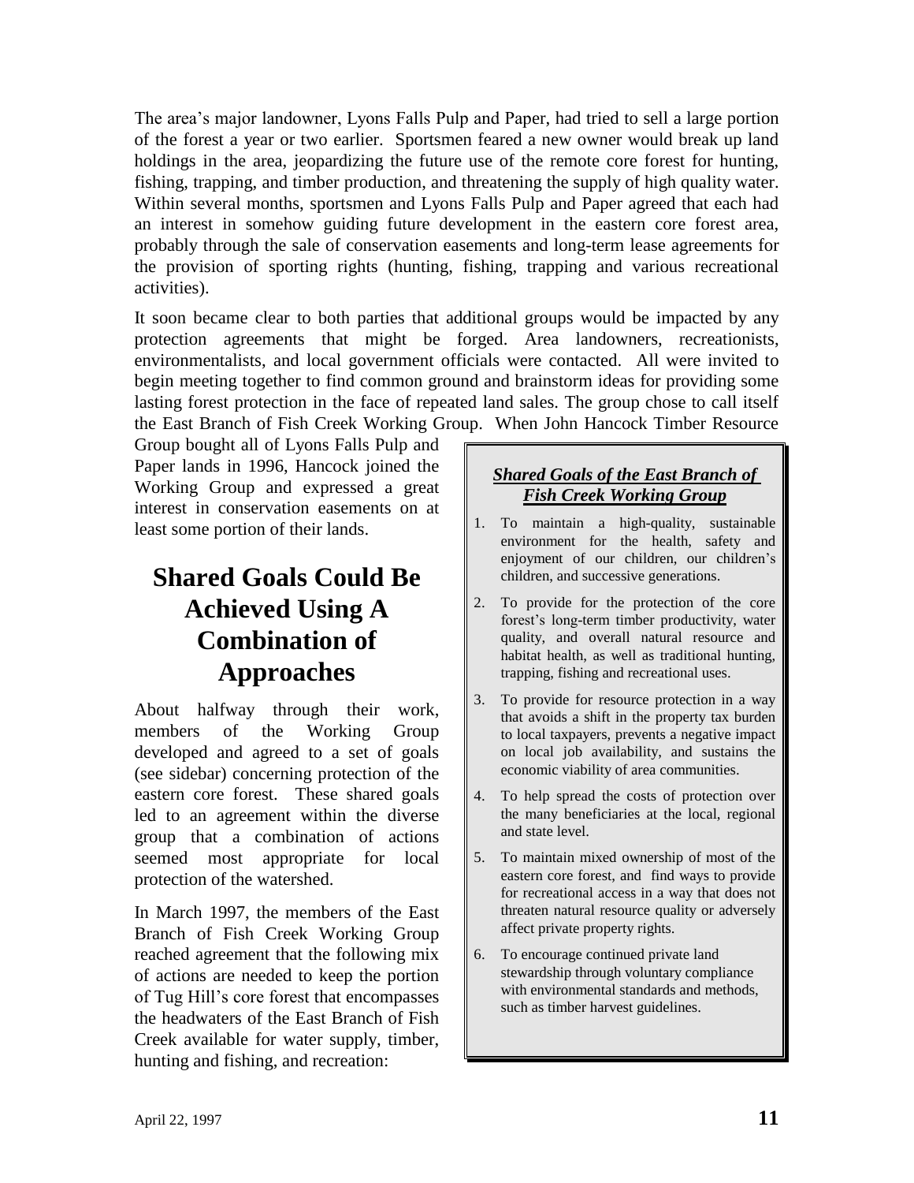The area's major landowner, Lyons Falls Pulp and Paper, had tried to sell a large portion of the forest a year or two earlier. Sportsmen feared a new owner would break up land holdings in the area, jeopardizing the future use of the remote core forest for hunting, fishing, trapping, and timber production, and threatening the supply of high quality water. Within several months, sportsmen and Lyons Falls Pulp and Paper agreed that each had an interest in somehow guiding future development in the eastern core forest area, probably through the sale of conservation easements and long-term lease agreements for the provision of sporting rights (hunting, fishing, trapping and various recreational activities).

It soon became clear to both parties that additional groups would be impacted by any protection agreements that might be forged. Area landowners, recreationists, environmentalists, and local government officials were contacted. All were invited to begin meeting together to find common ground and brainstorm ideas for providing some lasting forest protection in the face of repeated land sales. The group chose to call itself the East Branch of Fish Creek Working Group. When John Hancock Timber Resource Group bought all of Lyons Falls Pulp and Paper lands in 1996, Hancock joined the Working Group and expressed a great interest in conservation easements on at least some portion of their lands.

## Shared Goals Could Be Achieved Using A Combination of Approaches

About halfway through their work, members of the Working Group developed and agreed to a set of goals (see sidebar) concerning protection of the eastern core forest. These shared goals led to an agreement within the diverse group that a combination of actions seemed most appropriate for local protection of the watershed.

In March 1997, the members of the East Branch of Fish Creek Working Group reached agreement that the following mix of actions are needed to keep the portion of Tug Hill's core forest that encompasses the headwaters of the East Branch of Fish Creek available for water supply, timber, hunting and fishing, and recreation:

> ***Shared Goals of the East Branch of Fish Creek Working Group***
>
> 1. To maintain a high-quality, sustainable environment for the health, safety and enjoyment of our children, our children's children, and successive generations.
> 2. To provide for the protection of the core forest's long-term timber productivity, water quality, and overall natural resource and habitat health, as well as traditional hunting, trapping, fishing and recreational uses.
> 3. To provide for resource protection in a way that avoids a shift in the property tax burden to local taxpayers, prevents a negative impact on local job availability, and sustains the economic viability of area communities.
> 4. To help spread the costs of protection over the many beneficiaries at the local, regional and state level.
> 5. To maintain mixed ownership of most of the eastern core forest, and find ways to provide for recreational access in a way that does not threaten natural resource quality or adversely affect private property rights.
> 6. To encourage continued private land stewardship through voluntary compliance with environmental standards and methods, such as timber harvest guidelines.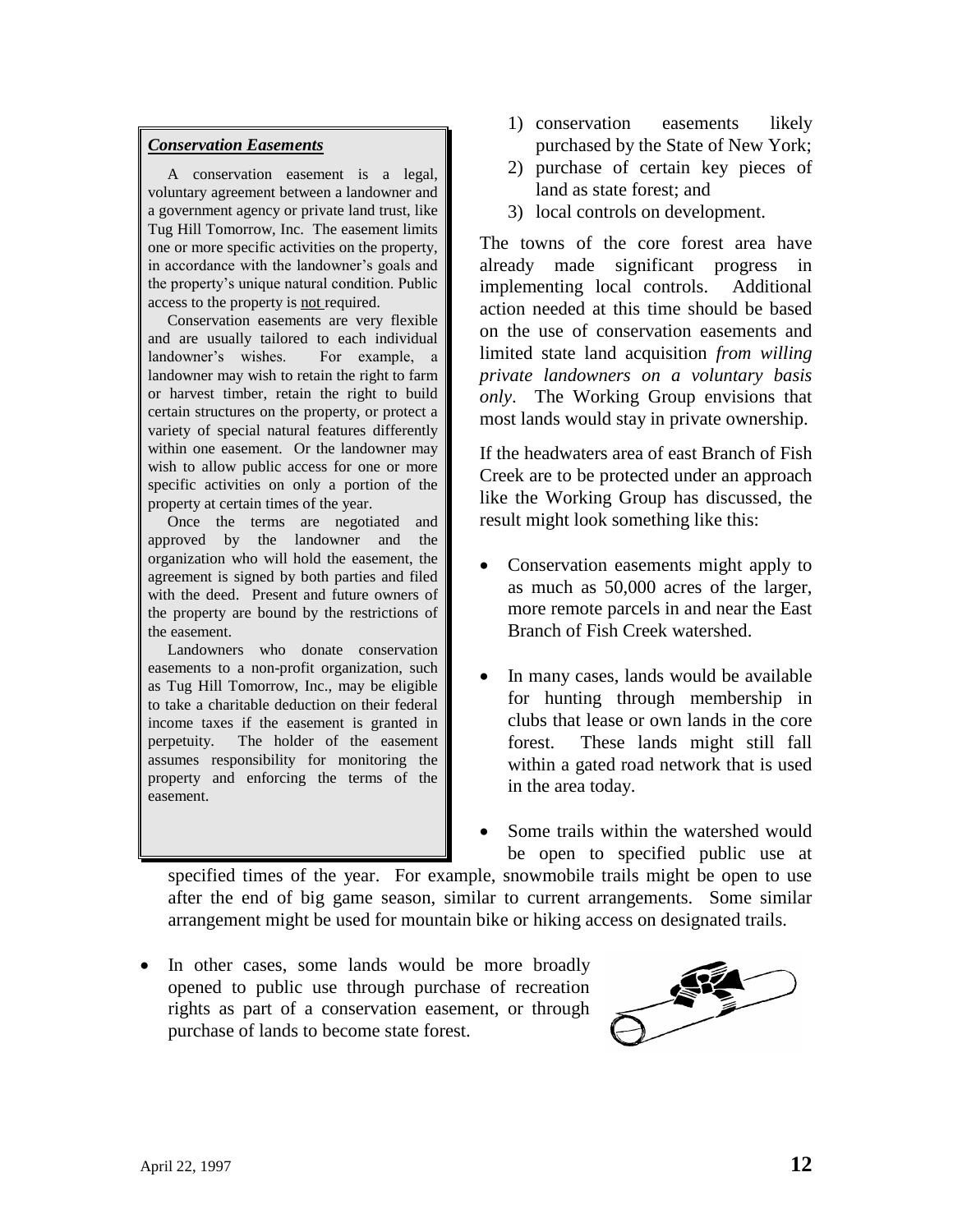### *Conservation Easements*

A conservation easement is a legal, voluntary agreement between a landowner and a government agency or private land trust, like Tug Hill Tomorrow, Inc. The easement limits one or more specific activities on the property, in accordance with the landowner's goals and the property's unique natural condition. Public access to the property is not required.

Conservation easements are very flexible and are usually tailored to each individual landowner's wishes. For example, a landowner may wish to retain the right to farm or harvest timber, retain the right to build certain structures on the property, or protect a variety of special natural features differently within one easement. Or the landowner may wish to allow public access for one or more specific activities on only a portion of the property at certain times of the year.

Once the terms are negotiated and approved by the landowner and the organization who will hold the easement, the agreement is signed by both parties and filed with the deed. Present and future owners of the property are bound by the restrictions of the easement.

Landowners who donate conservation easements to a non-profit organization, such as Tug Hill Tomorrow, Inc., may be eligible to take a charitable deduction on their federal income taxes if the easement is granted in perpetuity. The holder of the easement assumes responsibility for monitoring the property and enforcing the terms of the easement.

1) conservation easements likely purchased by the State of New York;
2) purchase of certain key pieces of land as state forest; and
3) local controls on development.

The towns of the core forest area have already made significant progress in implementing local controls. Additional action needed at this time should be based on the use of conservation easements and limited state land acquisition *from willing private landowners on a voluntary basis only*. The Working Group envisions that most lands would stay in private ownership.

If the headwaters area of east Branch of Fish Creek are to be protected under an approach like the Working Group has discussed, the result might look something like this:

- Conservation easements might apply to as much as 50,000 acres of the larger, more remote parcels in and near the East Branch of Fish Creek watershed.
- In many cases, lands would be available for hunting through membership in clubs that lease or own lands in the core forest. These lands might still fall within a gated road network that is used in the area today.
- Some trails within the watershed would be open to specified public use at specified times of the year. For example, snowmobile trails might be open to use after the end of big game season, similar to current arrangements. Some similar arrangement might be used for mountain bike or hiking access on designated trails.
- In other cases, some lands would be more broadly opened to public use through purchase of recreation rights as part of a conservation easement, or through purchase of lands to become state forest.

April 22, 1997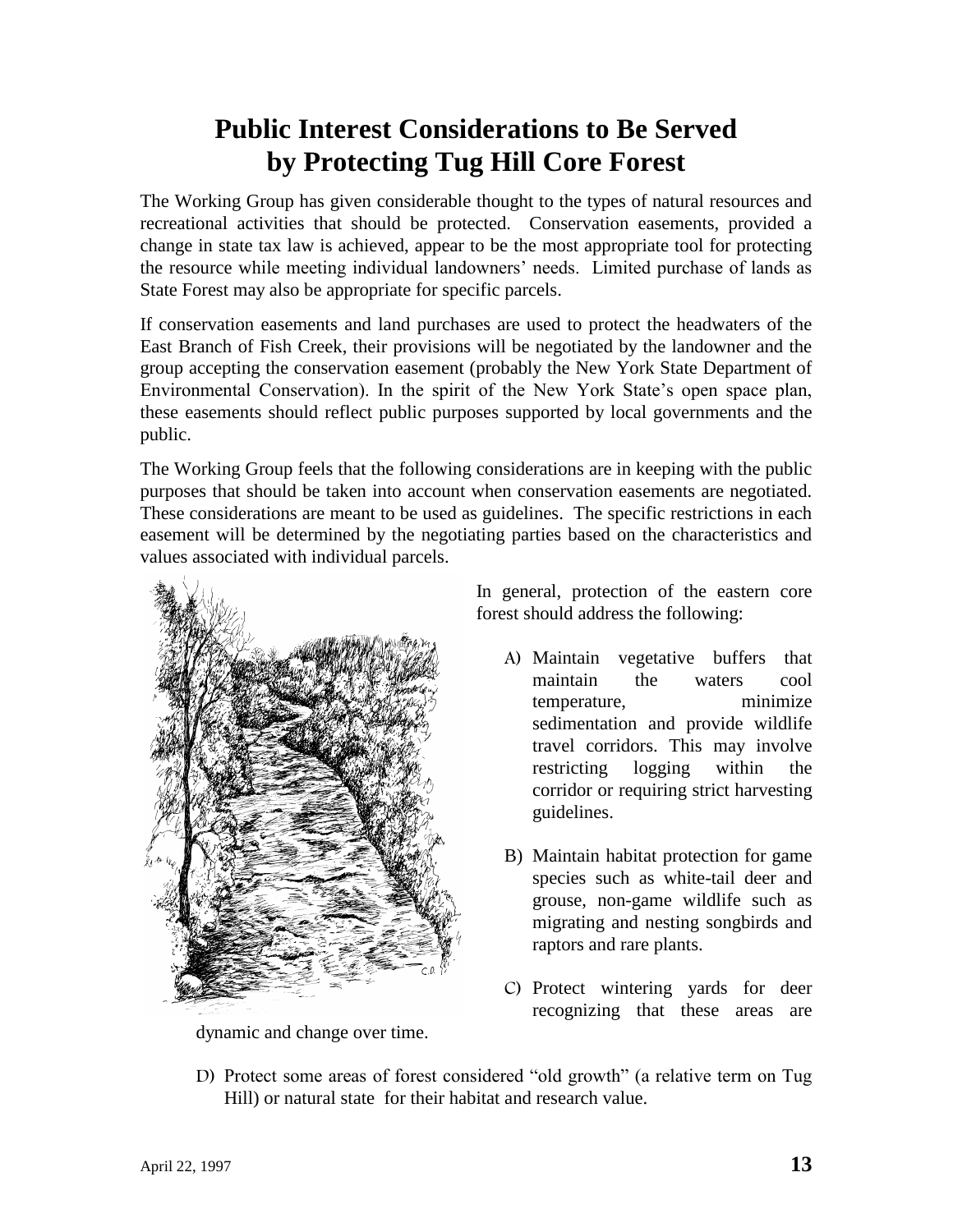# Public Interest Considerations to Be Served by Protecting Tug Hill Core Forest

The Working Group has given considerable thought to the types of natural resources and recreational activities that should be protected. Conservation easements, provided a change in state tax law is achieved, appear to be the most appropriate tool for protecting the resource while meeting individual landowners' needs. Limited purchase of lands as State Forest may also be appropriate for specific parcels.

If conservation easements and land purchases are used to protect the headwaters of the East Branch of Fish Creek, their provisions will be negotiated by the landowner and the group accepting the conservation easement (probably the New York State Department of Environmental Conservation). In the spirit of the New York State's open space plan, these easements should reflect public purposes supported by local governments and the public.

The Working Group feels that the following considerations are in keeping with the public purposes that should be taken into account when conservation easements are negotiated. These considerations are meant to be used as guidelines. The specific restrictions in each easement will be determined by the negotiating parties based on the characteristics and values associated with individual parcels.

In general, protection of the eastern core forest should address the following:

A) Maintain vegetative buffers that maintain the waters cool temperature, minimize sedimentation and provide wildlife travel corridors. This may involve restricting logging within the corridor or requiring strict harvesting guidelines.

B) Maintain habitat protection for game species such as white-tail deer and grouse, non-game wildlife such as migrating and nesting songbirds and raptors and rare plants.

C) Protect wintering yards for deer recognizing that these areas are dynamic and change over time.

D) Protect some areas of forest considered "old growth" (a relative term on Tug Hill) or natural state for their habitat and research value.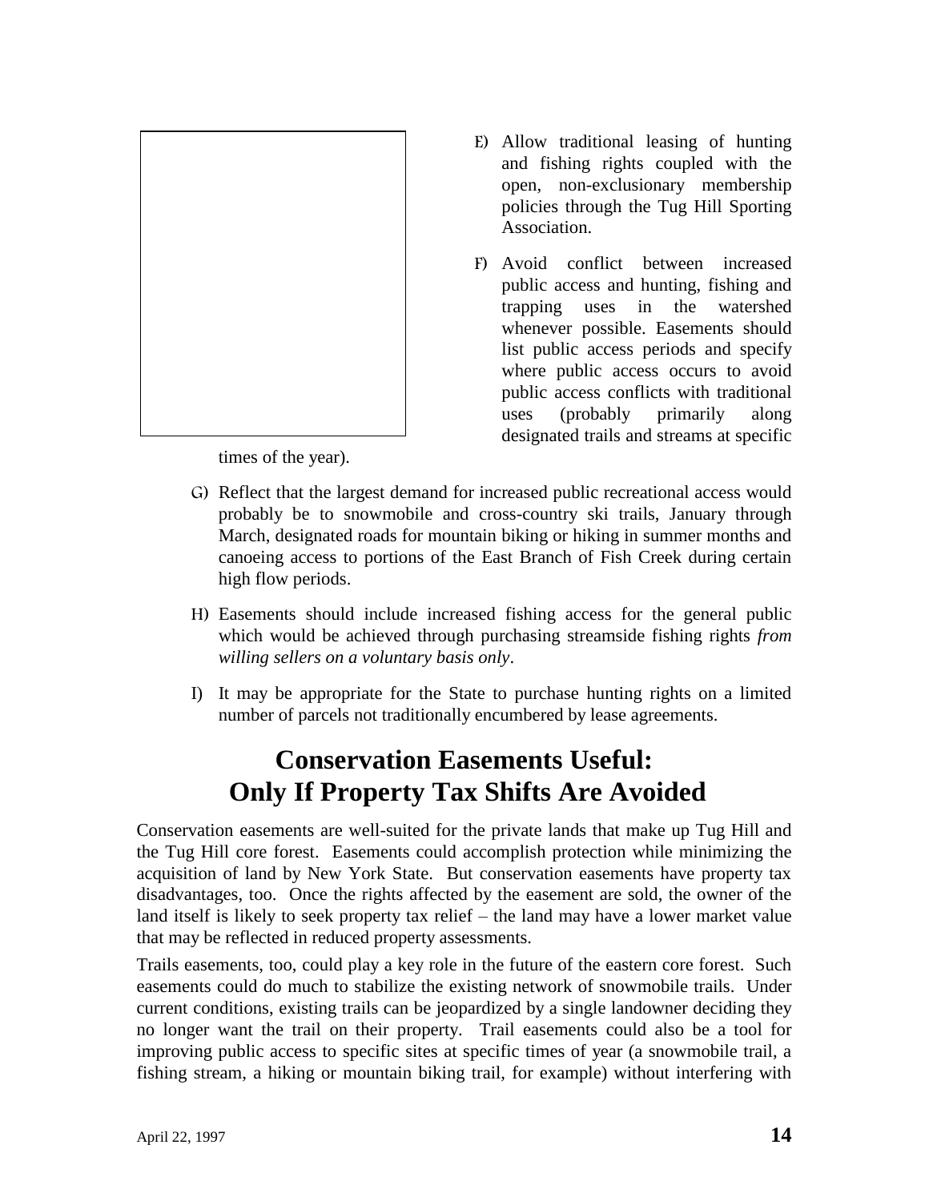E) Allow traditional leasing of hunting and fishing rights coupled with the open, non-exclusionary membership policies through the Tug Hill Sporting Association.

F) Avoid conflict between increased public access and hunting, fishing and trapping uses in the watershed whenever possible. Easements should list public access periods and specify where public access occurs to avoid public access conflicts with traditional uses (probably primarily along designated trails and streams at specific times of the year).

G) Reflect that the largest demand for increased public recreational access would probably be to snowmobile and cross-country ski trails, January through March, designated roads for mountain biking or hiking in summer months and canoeing access to portions of the East Branch of Fish Creek during certain high flow periods.

H) Easements should include increased fishing access for the general public which would be achieved through purchasing streamside fishing rights *from willing sellers on a voluntary basis only*.

I) It may be appropriate for the State to purchase hunting rights on a limited number of parcels not traditionally encumbered by lease agreements.

# Conservation Easements Useful: Only If Property Tax Shifts Are Avoided

Conservation easements are well-suited for the private lands that make up Tug Hill and the Tug Hill core forest. Easements could accomplish protection while minimizing the acquisition of land by New York State. But conservation easements have property tax disadvantages, too. Once the rights affected by the easement are sold, the owner of the land itself is likely to seek property tax relief – the land may have a lower market value that may be reflected in reduced property assessments.

Trails easements, too, could play a key role in the future of the eastern core forest. Such easements could do much to stabilize the existing network of snowmobile trails. Under current conditions, existing trails can be jeopardized by a single landowner deciding they no longer want the trail on their property. Trail easements could also be a tool for improving public access to specific sites at specific times of year (a snowmobile trail, a fishing stream, a hiking or mountain biking trail, for example) without interfering with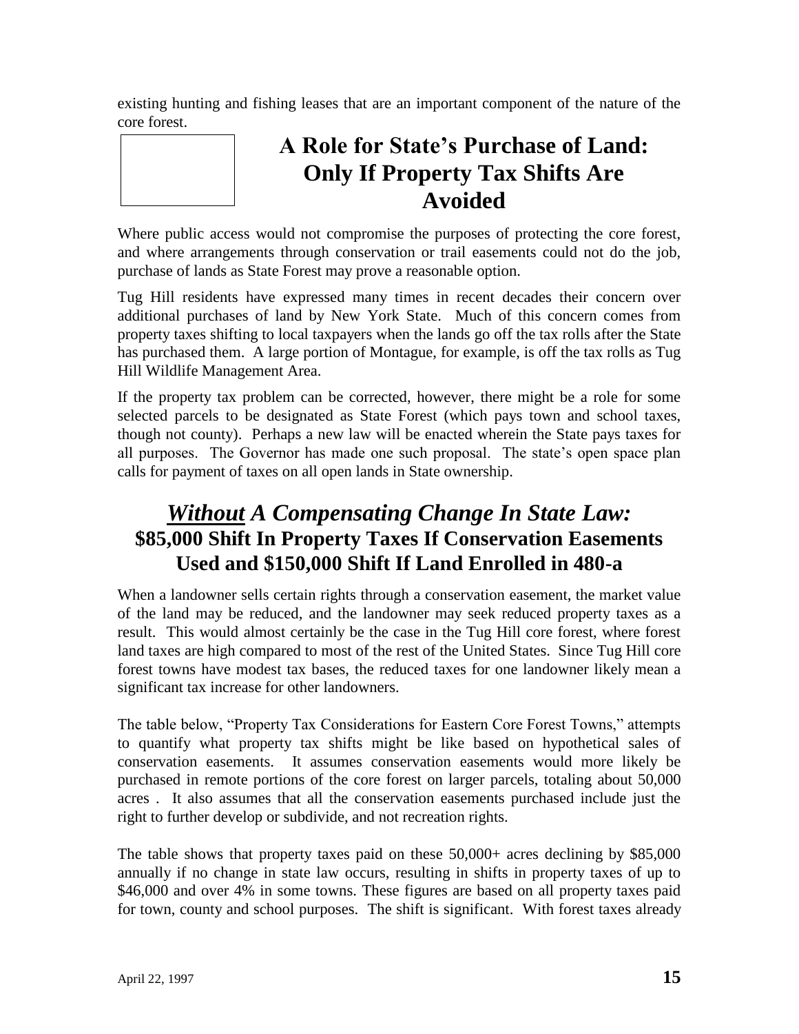existing hunting and fishing leases that are an important component of the nature of the core forest.

## A Role for State's Purchase of Land: Only If Property Tax Shifts Are Avoided

Where public access would not compromise the purposes of protecting the core forest, and where arrangements through conservation or trail easements could not do the job, purchase of lands as State Forest may prove a reasonable option.

Tug Hill residents have expressed many times in recent decades their concern over additional purchases of land by New York State. Much of this concern comes from property taxes shifting to local taxpayers when the lands go off the tax rolls after the State has purchased them. A large portion of Montague, for example, is off the tax rolls as Tug Hill Wildlife Management Area.

If the property tax problem can be corrected, however, there might be a role for some selected parcels to be designated as State Forest (which pays town and school taxes, though not county). Perhaps a new law will be enacted wherein the State pays taxes for all purposes. The Governor has made one such proposal. The state's open space plan calls for payment of taxes on all open lands in State ownership.

## ***Without*** *A Compensating Change In State Law:* **$85,000 Shift In Property Taxes If Conservation Easements Used and $150,000 Shift If Land Enrolled in 480-a**

When a landowner sells certain rights through a conservation easement, the market value of the land may be reduced, and the landowner may seek reduced property taxes as a result. This would almost certainly be the case in the Tug Hill core forest, where forest land taxes are high compared to most of the rest of the United States. Since Tug Hill core forest towns have modest tax bases, the reduced taxes for one landowner likely mean a significant tax increase for other landowners.

The table below, "Property Tax Considerations for Eastern Core Forest Towns," attempts to quantify what property tax shifts might be like based on hypothetical sales of conservation easements. It assumes conservation easements would more likely be purchased in remote portions of the core forest on larger parcels, totaling about 50,000 acres . It also assumes that all the conservation easements purchased include just the right to further develop or subdivide, and not recreation rights.

The table shows that property taxes paid on these 50,000+ acres declining by $85,000 annually if no change in state law occurs, resulting in shifts in property taxes of up to $46,000 and over 4% in some towns. These figures are based on all property taxes paid for town, county and school purposes. The shift is significant. With forest taxes already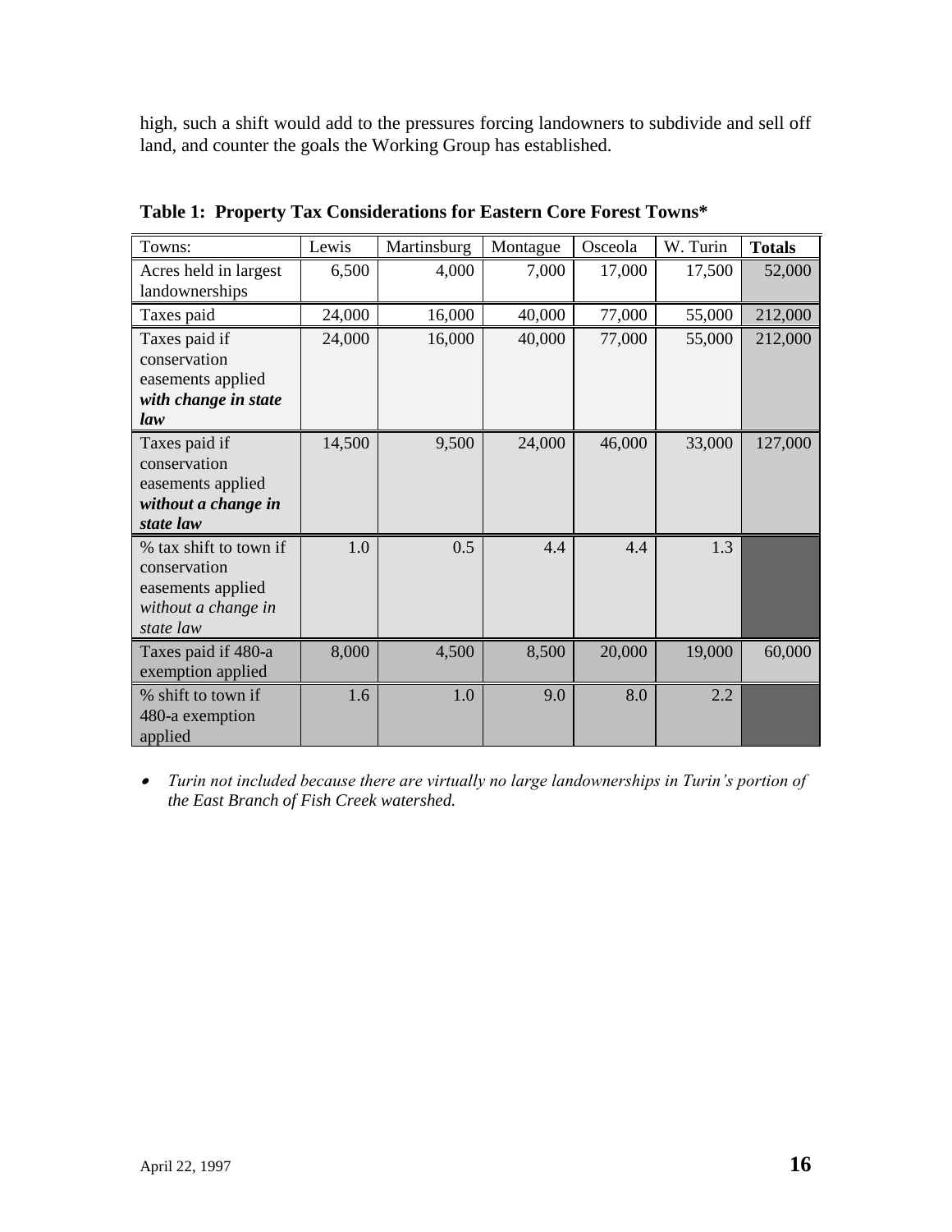high, such a shift would add to the pressures forcing landowners to subdivide and sell off land, and counter the goals the Working Group has established.

**Table 1: Property Tax Considerations for Eastern Core Forest Towns***

| Towns: | Lewis | Martinsburg | Montague | Osceola | W. Turin | **Totals** |
|---|---|---|---|---|---|---|
| Acres held in largest landownerships | 6,500 | 4,000 | 7,000 | 17,000 | 17,500 | 52,000 |
| Taxes paid | 24,000 | 16,000 | 40,000 | 77,000 | 55,000 | 212,000 |
| Taxes paid if conservation easements applied ***with change in state law*** | 24,000 | 16,000 | 40,000 | 77,000 | 55,000 | 212,000 |
| Taxes paid if conservation easements applied ***without a change in state law*** | 14,500 | 9,500 | 24,000 | 46,000 | 33,000 | 127,000 |
| % tax shift to town if conservation easements applied *without a change in state law* | 1.0 | 0.5 | 4.4 | 4.4 | 1.3 | |
| Taxes paid if 480-a exemption applied | 8,000 | 4,500 | 8,500 | 20,000 | 19,000 | 60,000 |
| % shift to town if 480-a exemption applied | 1.6 | 1.0 | 9.0 | 8.0 | 2.2 | |

- *Turin not included because there are virtually no large landownerships in Turin's portion of the East Branch of Fish Creek watershed.*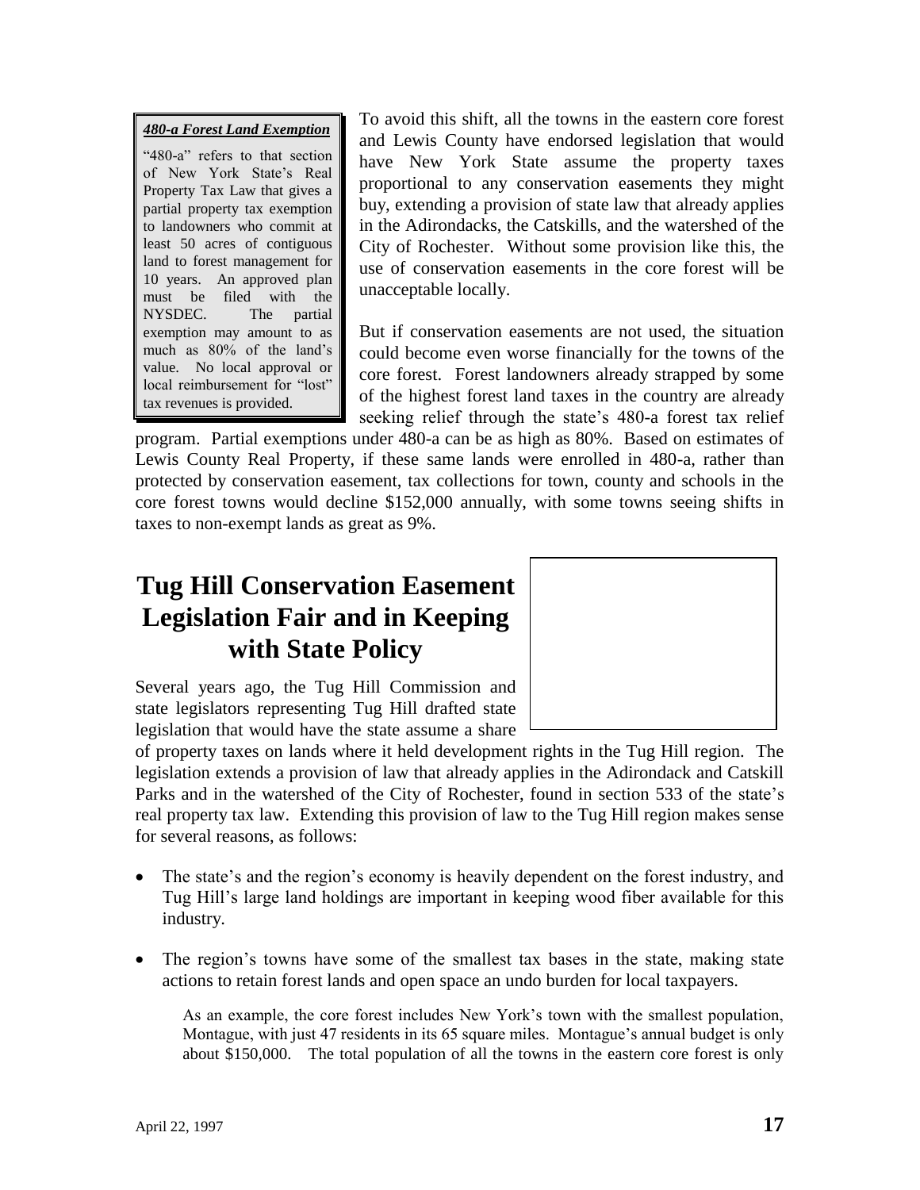> ***480-a Forest Land Exemption***
>
> "480-a" refers to that section of New York State's Real Property Tax Law that gives a partial property tax exemption to landowners who commit at least 50 acres of contiguous land to forest management for 10 years. An approved plan must be filed with the NYSDEC. The partial exemption may amount to as much as 80% of the land's value. No local approval or local reimbursement for "lost" tax revenues is provided.

To avoid this shift, all the towns in the eastern core forest and Lewis County have endorsed legislation that would have New York State assume the property taxes proportional to any conservation easements they might buy, extending a provision of state law that already applies in the Adirondacks, the Catskills, and the watershed of the City of Rochester. Without some provision like this, the use of conservation easements in the core forest will be unacceptable locally.

But if conservation easements are not used, the situation could become even worse financially for the towns of the core forest. Forest landowners already strapped by some of the highest forest land taxes in the country are already seeking relief through the state's 480-a forest tax relief program. Partial exemptions under 480-a can be as high as 80%. Based on estimates of Lewis County Real Property, if these same lands were enrolled in 480-a, rather than protected by conservation easement, tax collections for town, county and schools in the core forest towns would decline $152,000 annually, with some towns seeing shifts in taxes to non-exempt lands as great as 9%.

# Tug Hill Conservation Easement Legislation Fair and in Keeping with State Policy

Several years ago, the Tug Hill Commission and state legislators representing Tug Hill drafted state legislation that would have the state assume a share of property taxes on lands where it held development rights in the Tug Hill region. The legislation extends a provision of law that already applies in the Adirondack and Catskill Parks and in the watershed of the City of Rochester, found in section 533 of the state's real property tax law. Extending this provision of law to the Tug Hill region makes sense for several reasons, as follows:

- The state's and the region's economy is heavily dependent on the forest industry, and Tug Hill's large land holdings are important in keeping wood fiber available for this industry.
- The region's towns have some of the smallest tax bases in the state, making state actions to retain forest lands and open space an undo burden for local taxpayers.

  As an example, the core forest includes New York's town with the smallest population, Montague, with just 47 residents in its 65 square miles. Montague's annual budget is only about $150,000. The total population of all the towns in the eastern core forest is only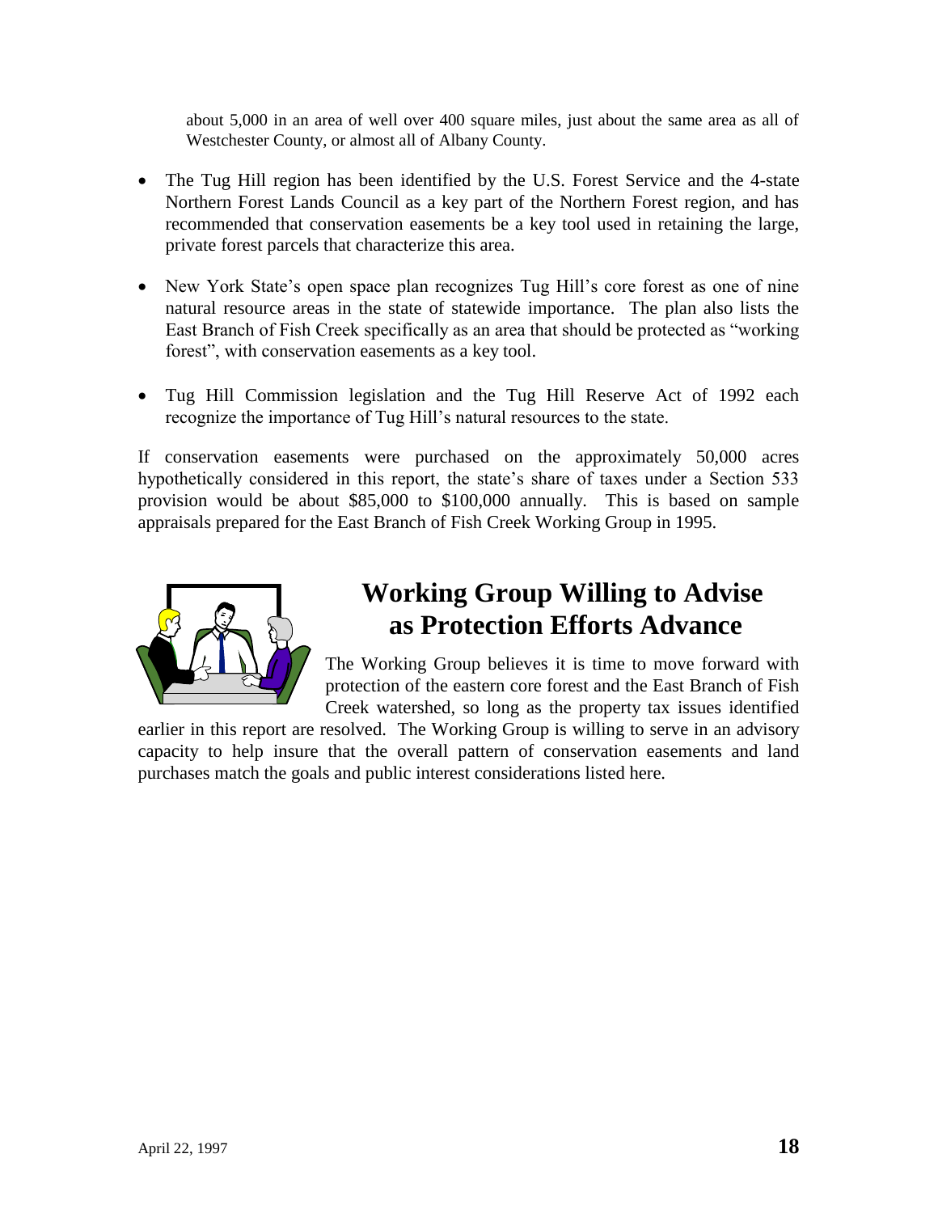about 5,000 in an area of well over 400 square miles, just about the same area as all of Westchester County, or almost all of Albany County.

- The Tug Hill region has been identified by the U.S. Forest Service and the 4-state Northern Forest Lands Council as a key part of the Northern Forest region, and has recommended that conservation easements be a key tool used in retaining the large, private forest parcels that characterize this area.

- New York State's open space plan recognizes Tug Hill's core forest as one of nine natural resource areas in the state of statewide importance. The plan also lists the East Branch of Fish Creek specifically as an area that should be protected as "working forest", with conservation easements as a key tool.

- Tug Hill Commission legislation and the Tug Hill Reserve Act of 1992 each recognize the importance of Tug Hill's natural resources to the state.

If conservation easements were purchased on the approximately 50,000 acres hypothetically considered in this report, the state's share of taxes under a Section 533 provision would be about $85,000 to $100,000 annually. This is based on sample appraisals prepared for the East Branch of Fish Creek Working Group in 1995.

## Working Group Willing to Advise as Protection Efforts Advance

The Working Group believes it is time to move forward with protection of the eastern core forest and the East Branch of Fish Creek watershed, so long as the property tax issues identified earlier in this report are resolved. The Working Group is willing to serve in an advisory capacity to help insure that the overall pattern of conservation easements and land purchases match the goals and public interest considerations listed here.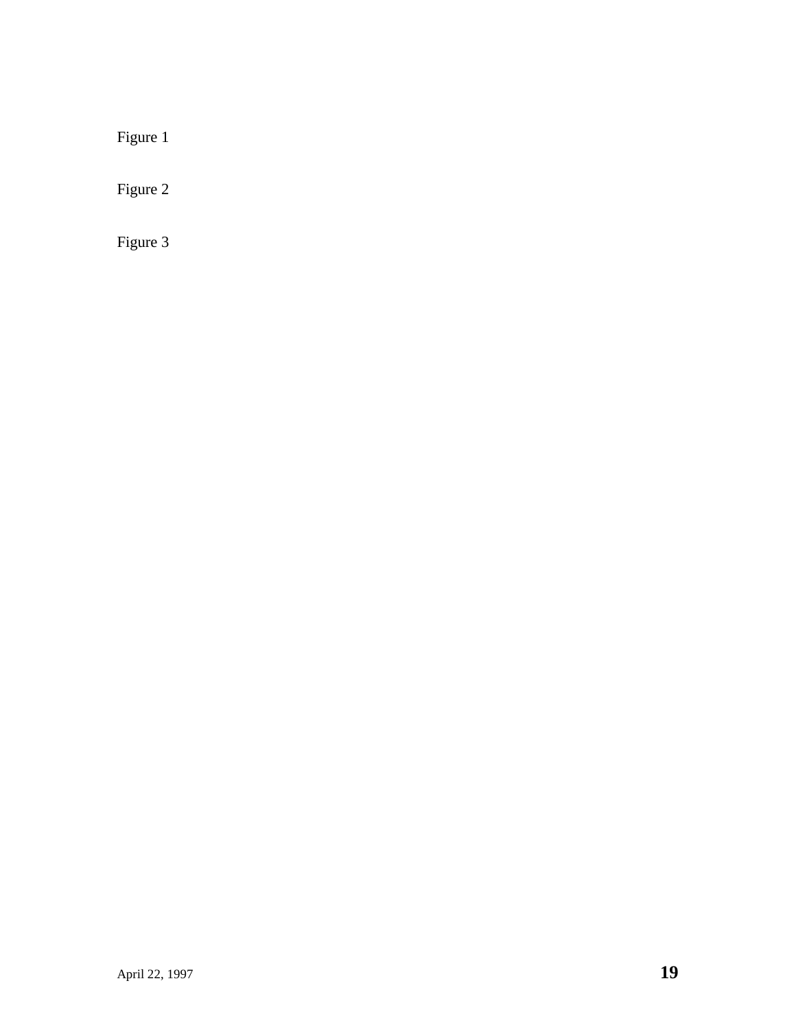Figure 1

Figure 2

Figure 3